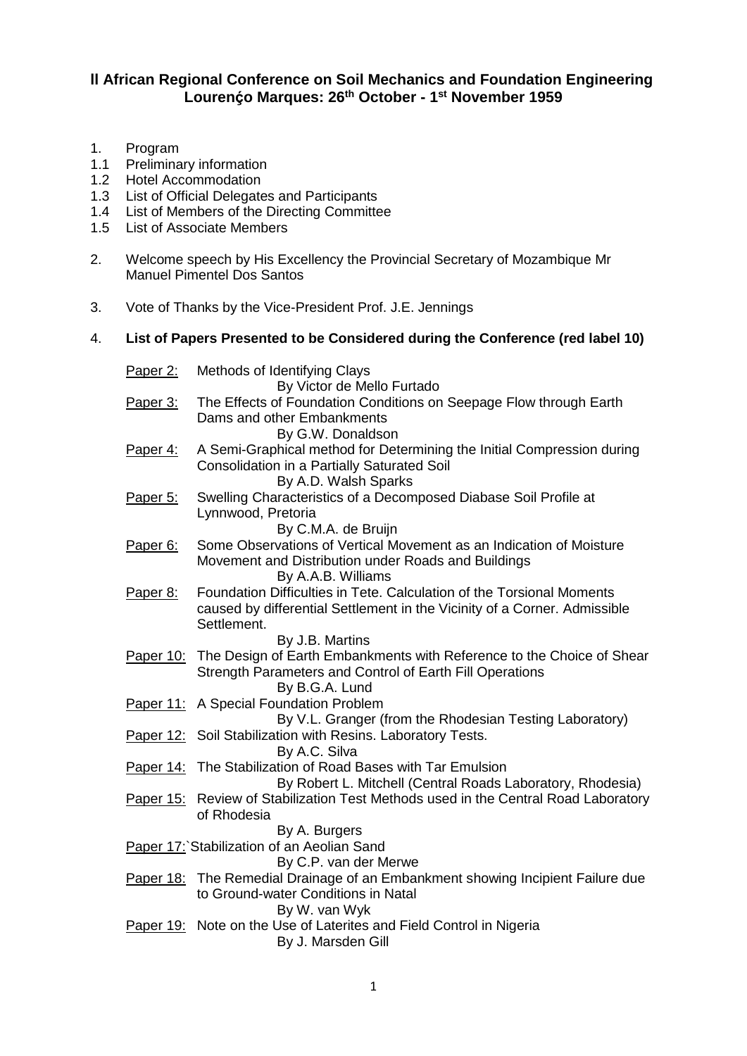# II African Regional Conference on Soil Mechanics and Foundation Engineering
## Lourenço Marques: 26th October - 1st November 1959

1. Program
1.1 Preliminary information
1.2 Hotel Accommodation
1.3 List of Official Delegates and Participants
1.4 List of Members of the Directing Committee
1.5 List of Associate Members

2. Welcome speech by His Excellency the Provincial Secretary of Mozambique Mr Manuel Pimentel Dos Santos

3. Vote of Thanks by the Vice-President Prof. J.E. Jennings

4. **List of Papers Presented to be Considered during the Conference (red label 10)**

Paper 2: Methods of Identifying Clays
By Victor de Mello Furtado

Paper 3: The Effects of Foundation Conditions on Seepage Flow through Earth Dams and other Embankments
By G.W. Donaldson

Paper 4: A Semi-Graphical method for Determining the Initial Compression during Consolidation in a Partially Saturated Soil
By A.D. Walsh Sparks

Paper 5: Swelling Characteristics of a Decomposed Diabase Soil Profile at Lynnwood, Pretoria
By C.M.A. de Bruijn

Paper 6: Some Observations of Vertical Movement as an Indication of Moisture Movement and Distribution under Roads and Buildings
By A.A.B. Williams

Paper 8: Foundation Difficulties in Tete. Calculation of the Torsional Moments caused by differential Settlement in the Vicinity of a Corner. Admissible Settlement.
By J.B. Martins

Paper 10: The Design of Earth Embankments with Reference to the Choice of Shear Strength Parameters and Control of Earth Fill Operations
By B.G.A. Lund

Paper 11: A Special Foundation Problem
By V.L. Granger (from the Rhodesian Testing Laboratory)

Paper 12: Soil Stabilization with Resins. Laboratory Tests.
By A.C. Silva

Paper 14: The Stabilization of Road Bases with Tar Emulsion
By Robert L. Mitchell (Central Roads Laboratory, Rhodesia)

Paper 15: Review of Stabilization Test Methods used in the Central Road Laboratory of Rhodesia
By A. Burgers

Paper 17: `Stabilization of an Aeolian Sand
By C.P. van der Merwe

Paper 18: The Remedial Drainage of an Embankment showing Incipient Failure due to Ground-water Conditions in Natal
By W. van Wyk

Paper 19: Note on the Use of Laterites and Field Control in Nigeria
By J. Marsden Gill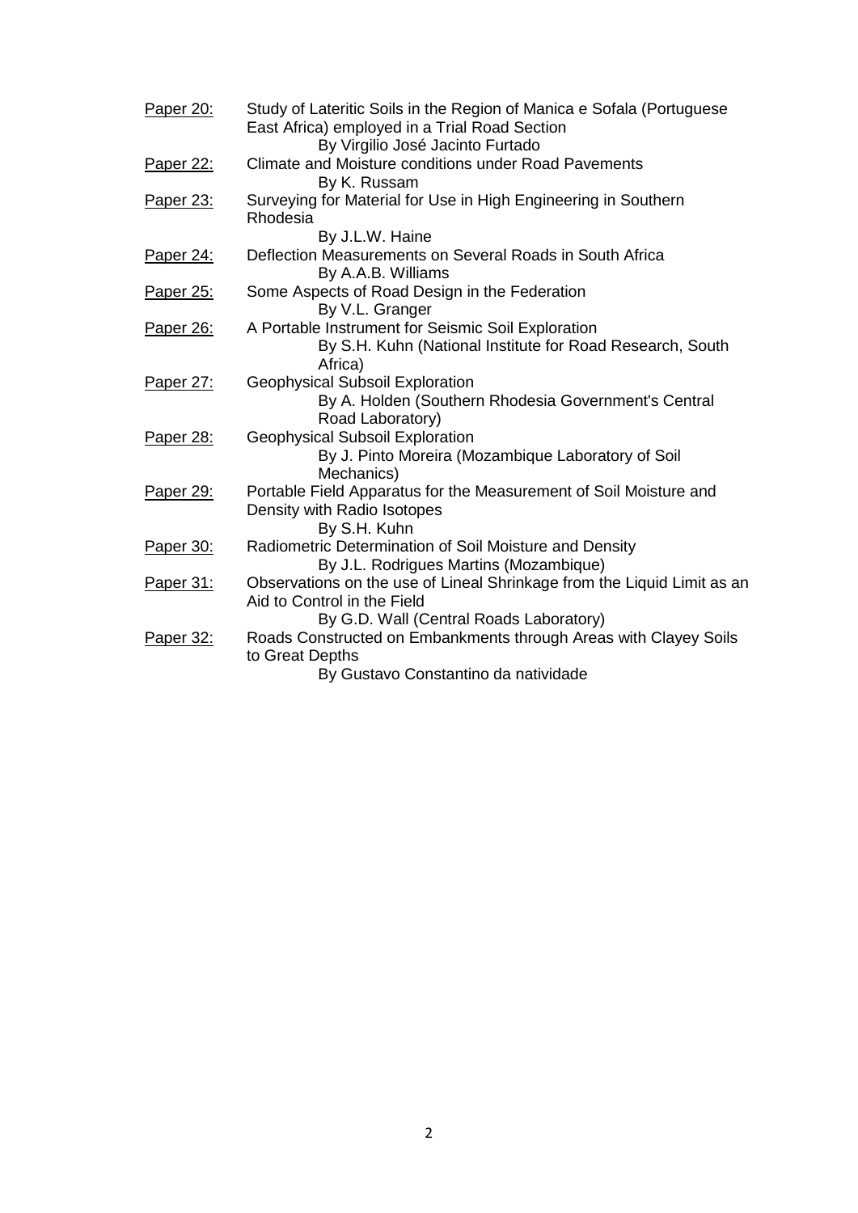<u>Paper 20:</u> Study of Lateritic Soils in the Region of Manica e Sofala (Portuguese East Africa) employed in a Trial Road Section
By Virgilio José Jacinto Furtado

<u>Paper 22:</u> Climate and Moisture conditions under Road Pavements
By K. Russam

<u>Paper 23:</u> Surveying for Material for Use in High Engineering in Southern Rhodesia
By J.L.W. Haine

<u>Paper 24:</u> Deflection Measurements on Several Roads in South Africa
By A.A.B. Williams

<u>Paper 25:</u> Some Aspects of Road Design in the Federation
By V.L. Granger

<u>Paper 26:</u> A Portable Instrument for Seismic Soil Exploration
By S.H. Kuhn (National Institute for Road Research, South Africa)

<u>Paper 27:</u> Geophysical Subsoil Exploration
By A. Holden (Southern Rhodesia Government's Central Road Laboratory)

<u>Paper 28:</u> Geophysical Subsoil Exploration
By J. Pinto Moreira (Mozambique Laboratory of Soil Mechanics)

<u>Paper 29:</u> Portable Field Apparatus for the Measurement of Soil Moisture and Density with Radio Isotopes
By S.H. Kuhn

<u>Paper 30:</u> Radiometric Determination of Soil Moisture and Density
By J.L. Rodrigues Martins (Mozambique)

<u>Paper 31:</u> Observations on the use of Lineal Shrinkage from the Liquid Limit as an Aid to Control in the Field
By G.D. Wall (Central Roads Laboratory)

<u>Paper 32:</u> Roads Constructed on Embankments through Areas with Clayey Soils to Great Depths
By Gustavo Constantino da natividade